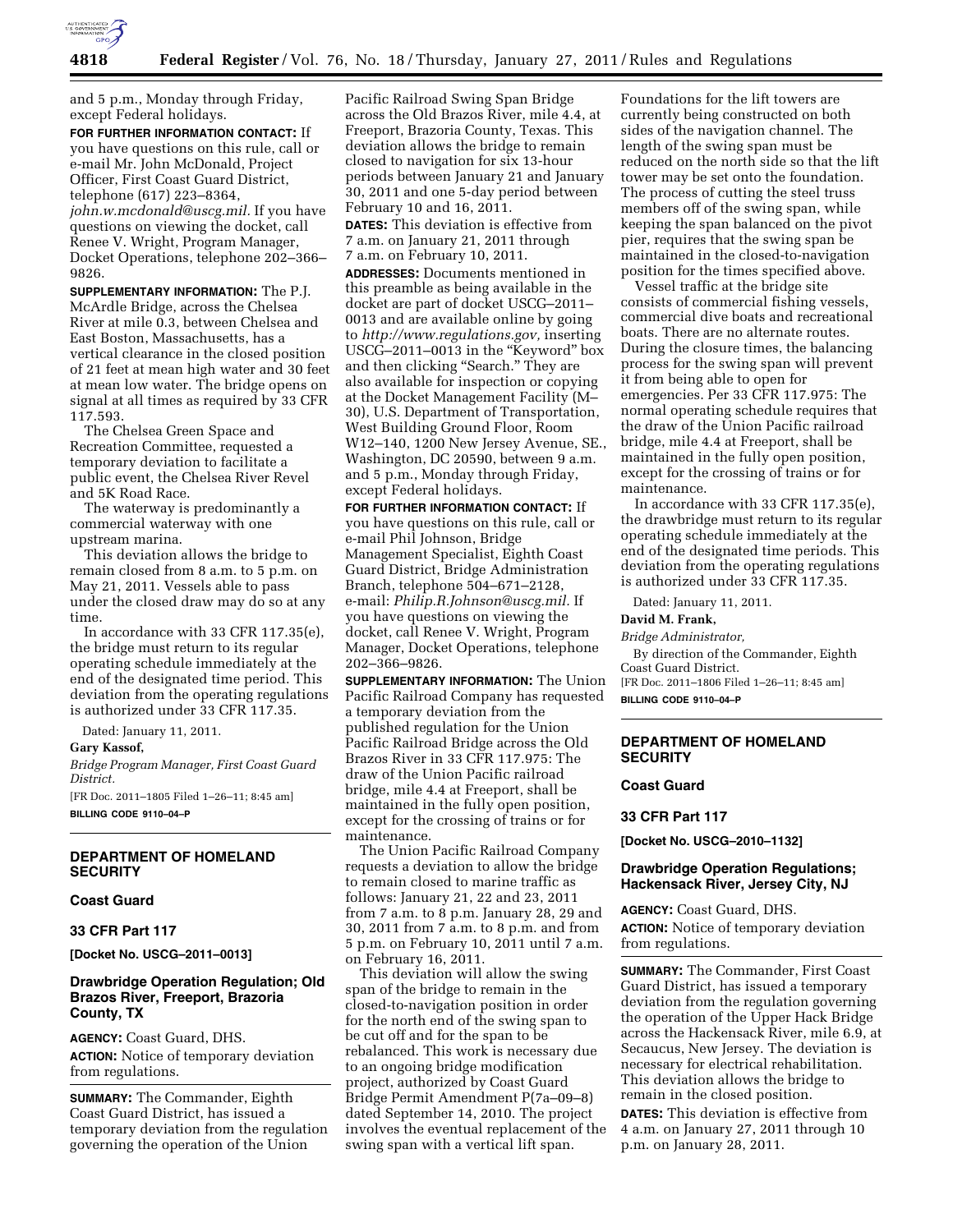and 5 p.m., Monday through Friday, except Federal holidays.

**FOR FURTHER INFORMATION CONTACT:** If you have questions on this rule, call or e-mail Mr. John McDonald, Project Officer, First Coast Guard District, telephone (617) 223–8364, *john.w.mcdonald@uscg.mil.* If you have questions on viewing the docket, call Renee V. Wright, Program Manager, Docket Operations, telephone 202–366–9826.

**SUPPLEMENTARY INFORMATION:** The P.J. McArdle Bridge, across the Chelsea River at mile 0.3, between Chelsea and East Boston, Massachusetts, has a vertical clearance in the closed position of 21 feet at mean high water and 30 feet at mean low water. The bridge opens on signal at all times as required by 33 CFR 117.593.

The Chelsea Green Space and Recreation Committee, requested a temporary deviation to facilitate a public event, the Chelsea River Revel and 5K Road Race.

The waterway is predominantly a commercial waterway with one upstream marina.

This deviation allows the bridge to remain closed from 8 a.m. to 5 p.m. on May 21, 2011. Vessels able to pass under the closed draw may do so at any time.

In accordance with 33 CFR 117.35(e), the bridge must return to its regular operating schedule immediately at the end of the designated time period. This deviation from the operating regulations is authorized under 33 CFR 117.35.

Dated: January 11, 2011.

**Gary Kassof,**

*Bridge Program Manager, First Coast Guard District.*

[FR Doc. 2011–1805 Filed 1–26–11; 8:45 am]

**BILLING CODE 9110–04–P**

---

## DEPARTMENT OF HOMELAND SECURITY

### Coast Guard

### 33 CFR Part 117

**[Docket No. USCG–2011–0013]**

### Drawbridge Operation Regulation; Old Brazos River, Freeport, Brazoria County, TX

**AGENCY:** Coast Guard, DHS.

**ACTION:** Notice of temporary deviation from regulations.

**SUMMARY:** The Commander, Eighth Coast Guard District, has issued a temporary deviation from the regulation governing the operation of the Union Pacific Railroad Swing Span Bridge across the Old Brazos River, mile 4.4, at Freeport, Brazoria County, Texas. This deviation allows the bridge to remain closed to navigation for six 13-hour periods between January 21 and January 30, 2011 and one 5-day period between February 10 and 16, 2011.

**DATES:** This deviation is effective from 7 a.m. on January 21, 2011 through 7 a.m. on February 10, 2011.

**ADDRESSES:** Documents mentioned in this preamble as being available in the docket are part of docket USCG–2011–0013 and are available online by going to *http://www.regulations.gov,* inserting USCG–2011–0013 in the "Keyword" box and then clicking "Search." They are also available for inspection or copying at the Docket Management Facility (M–30), U.S. Department of Transportation, West Building Ground Floor, Room W12–140, 1200 New Jersey Avenue, SE., Washington, DC 20590, between 9 a.m. and 5 p.m., Monday through Friday, except Federal holidays.

**FOR FURTHER INFORMATION CONTACT:** If you have questions on this rule, call or e-mail Phil Johnson, Bridge Management Specialist, Eighth Coast Guard District, Bridge Administration Branch, telephone 504–671–2128, e-mail: *Philip.R.Johnson@uscg.mil.* If you have questions on viewing the docket, call Renee V. Wright, Program Manager, Docket Operations, telephone 202–366–9826.

**SUPPLEMENTARY INFORMATION:** The Union Pacific Railroad Company has requested a temporary deviation from the published regulation for the Union Pacific Railroad Bridge across the Old Brazos River in 33 CFR 117.975: The draw of the Union Pacific railroad bridge, mile 4.4 at Freeport, shall be maintained in the fully open position, except for the crossing of trains or for maintenance.

The Union Pacific Railroad Company requests a deviation to allow the bridge to remain closed to marine traffic as follows: January 21, 22 and 23, 2011 from 7 a.m. to 8 p.m. January 28, 29 and 30, 2011 from 7 a.m. to 8 p.m. and from 5 p.m. on February 10, 2011 until 7 a.m. on February 16, 2011.

This deviation will allow the swing span of the bridge to remain in the closed-to-navigation position in order for the north end of the swing span to be cut off and for the span to be rebalanced. This work is necessary due to an ongoing bridge modification project, authorized by Coast Guard Bridge Permit Amendment P(7a–09–8) dated September 14, 2010. The project involves the eventual replacement of the swing span with a vertical lift span. Foundations for the lift towers are currently being constructed on both sides of the navigation channel. The length of the swing span must be reduced on the north side so that the lift tower may be set onto the foundation. The process of cutting the steel truss members off of the swing span, while keeping the span balanced on the pivot pier, requires that the swing span be maintained in the closed-to-navigation position for the times specified above.

Vessel traffic at the bridge site consists of commercial fishing vessels, commercial dive boats and recreational boats. There are no alternate routes. During the closure times, the balancing process for the swing span will prevent it from being able to open for emergencies. Per 33 CFR 117.975: The normal operating schedule requires that the draw of the Union Pacific railroad bridge, mile 4.4 at Freeport, shall be maintained in the fully open position, except for the crossing of trains or for maintenance.

In accordance with 33 CFR 117.35(e), the drawbridge must return to its regular operating schedule immediately at the end of the designated time periods. This deviation from the operating regulations is authorized under 33 CFR 117.35.

Dated: January 11, 2011.

**David M. Frank,**

*Bridge Administrator,*

By direction of the Commander, Eighth Coast Guard District.

[FR Doc. 2011–1806 Filed 1–26–11; 8:45 am]

**BILLING CODE 9110–04–P**

---

## DEPARTMENT OF HOMELAND SECURITY

### Coast Guard

### 33 CFR Part 117

**[Docket No. USCG–2010–1132]**

### Drawbridge Operation Regulations; Hackensack River, Jersey City, NJ

**AGENCY:** Coast Guard, DHS.

**ACTION:** Notice of temporary deviation from regulations.

**SUMMARY:** The Commander, First Coast Guard District, has issued a temporary deviation from the regulation governing the operation of the Upper Hack Bridge across the Hackensack River, mile 6.9, at Secaucus, New Jersey. The deviation is necessary for electrical rehabilitation. This deviation allows the bridge to remain in the closed position.

**DATES:** This deviation is effective from 4 a.m. on January 27, 2011 through 10 p.m. on January 28, 2011.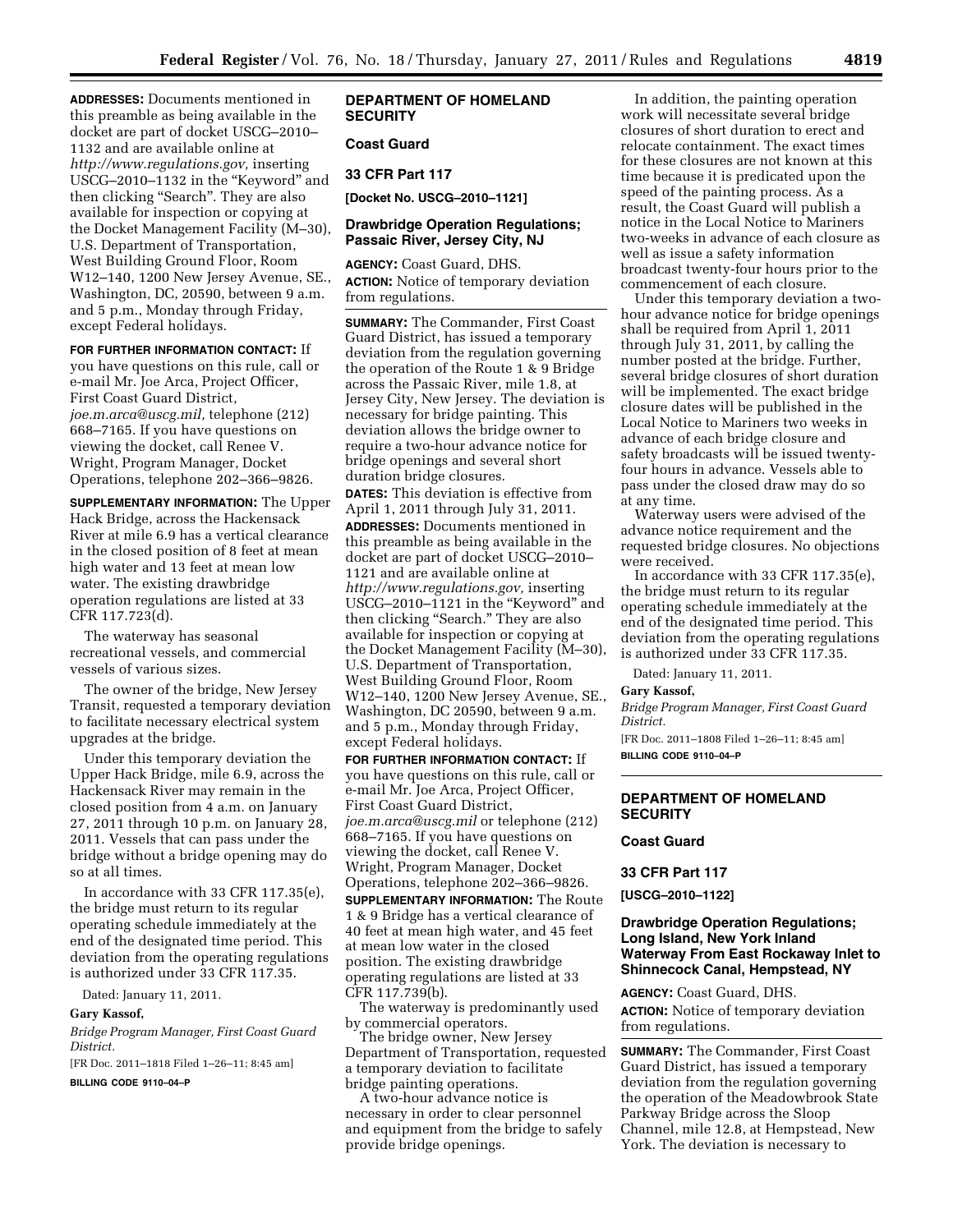**ADDRESSES:** Documents mentioned in this preamble as being available in the docket are part of docket USCG–2010–1132 and are available online at *http://www.regulations.gov,* inserting USCG–2010–1132 in the "Keyword" and then clicking "Search". They are also available for inspection or copying at the Docket Management Facility (M–30), U.S. Department of Transportation, West Building Ground Floor, Room W12–140, 1200 New Jersey Avenue, SE., Washington, DC, 20590, between 9 a.m. and 5 p.m., Monday through Friday, except Federal holidays.

**FOR FURTHER INFORMATION CONTACT:** If you have questions on this rule, call or e-mail Mr. Joe Arca, Project Officer, First Coast Guard District, *joe.m.arca@uscg.mil,* telephone (212) 668–7165. If you have questions on viewing the docket, call Renee V. Wright, Program Manager, Docket Operations, telephone 202–366–9826.

**SUPPLEMENTARY INFORMATION:** The Upper Hack Bridge, across the Hackensack River at mile 6.9 has a vertical clearance in the closed position of 8 feet at mean high water and 13 feet at mean low water. The existing drawbridge operation regulations are listed at 33 CFR 117.723(d).

The waterway has seasonal recreational vessels, and commercial vessels of various sizes.

The owner of the bridge, New Jersey Transit, requested a temporary deviation to facilitate necessary electrical system upgrades at the bridge.

Under this temporary deviation the Upper Hack Bridge, mile 6.9, across the Hackensack River may remain in the closed position from 4 a.m. on January 27, 2011 through 10 p.m. on January 28, 2011. Vessels that can pass under the bridge without a bridge opening may do so at all times.

In accordance with 33 CFR 117.35(e), the bridge must return to its regular operating schedule immediately at the end of the designated time period. This deviation from the operating regulations is authorized under 33 CFR 117.35.

Dated: January 11, 2011.

**Gary Kassof,**

*Bridge Program Manager, First Coast Guard District.*

[FR Doc. 2011–1818 Filed 1–26–11; 8:45 am]

**BILLING CODE 9110–04–P**

## DEPARTMENT OF HOMELAND SECURITY

### Coast Guard

### 33 CFR Part 117

**[Docket No. USCG–2010–1121]**

### Drawbridge Operation Regulations; Passaic River, Jersey City, NJ

**AGENCY:** Coast Guard, DHS.

**ACTION:** Notice of temporary deviation from regulations.

**SUMMARY:** The Commander, First Coast Guard District, has issued a temporary deviation from the regulation governing the operation of the Route 1 & 9 Bridge across the Passaic River, mile 1.8, at Jersey City, New Jersey. The deviation is necessary for bridge painting. This deviation allows the bridge owner to require a two-hour advance notice for bridge openings and several short duration bridge closures.

**DATES:** This deviation is effective from April 1, 2011 through July 31, 2011.

**ADDRESSES:** Documents mentioned in this preamble as being available in the docket are part of docket USCG–2010–1121 and are available online at *http://www.regulations.gov,* inserting USCG–2010–1121 in the "Keyword" and then clicking "Search." They are also available for inspection or copying at the Docket Management Facility (M–30), U.S. Department of Transportation, West Building Ground Floor, Room W12–140, 1200 New Jersey Avenue, SE., Washington, DC 20590, between 9 a.m. and 5 p.m., Monday through Friday, except Federal holidays.

**FOR FURTHER INFORMATION CONTACT:** If you have questions on this rule, call or e-mail Mr. Joe Arca, Project Officer, First Coast Guard District, *joe.m.arca@uscg.mil* or telephone (212) 668–7165. If you have questions on viewing the docket, call Renee V. Wright, Program Manager, Docket Operations, telephone 202–366–9826.

**SUPPLEMENTARY INFORMATION:** The Route 1 & 9 Bridge has a vertical clearance of 40 feet at mean high water, and 45 feet at mean low water in the closed position. The existing drawbridge operating regulations are listed at 33 CFR 117.739(b).

The waterway is predominantly used by commercial operators.

The bridge owner, New Jersey Department of Transportation, requested a temporary deviation to facilitate bridge painting operations.

A two-hour advance notice is necessary in order to clear personnel and equipment from the bridge to safely provide bridge openings.

In addition, the painting operation work will necessitate several bridge closures of short duration to erect and relocate containment. The exact times for these closures are not known at this time because it is predicated upon the speed of the painting process. As a result, the Coast Guard will publish a notice in the Local Notice to Mariners two-weeks in advance of each closure as well as issue a safety information broadcast twenty-four hours prior to the commencement of each closure.

Under this temporary deviation a two-hour advance notice for bridge openings shall be required from April 1, 2011 through July 31, 2011, by calling the number posted at the bridge. Further, several bridge closures of short duration will be implemented. The exact bridge closure dates will be published in the Local Notice to Mariners two weeks in advance of each bridge closure and safety broadcasts will be issued twenty-four hours in advance. Vessels able to pass under the closed draw may do so at any time.

Waterway users were advised of the advance notice requirement and the requested bridge closures. No objections were received.

In accordance with 33 CFR 117.35(e), the bridge must return to its regular operating schedule immediately at the end of the designated time period. This deviation from the operating regulations is authorized under 33 CFR 117.35.

Dated: January 11, 2011.

**Gary Kassof,**

*Bridge Program Manager, First Coast Guard District.*

[FR Doc. 2011–1808 Filed 1–26–11; 8:45 am]

**BILLING CODE 9110–04–P**

## DEPARTMENT OF HOMELAND SECURITY

### Coast Guard

### 33 CFR Part 117

**[USCG–2010–1122]**

### Drawbridge Operation Regulations; Long Island, New York Inland Waterway From East Rockaway Inlet to Shinnecock Canal, Hempstead, NY

**AGENCY:** Coast Guard, DHS.

**ACTION:** Notice of temporary deviation from regulations.

**SUMMARY:** The Commander, First Coast Guard District, has issued a temporary deviation from the regulation governing the operation of the Meadowbrook State Parkway Bridge across the Sloop Channel, mile 12.8, at Hempstead, New York. The deviation is necessary to